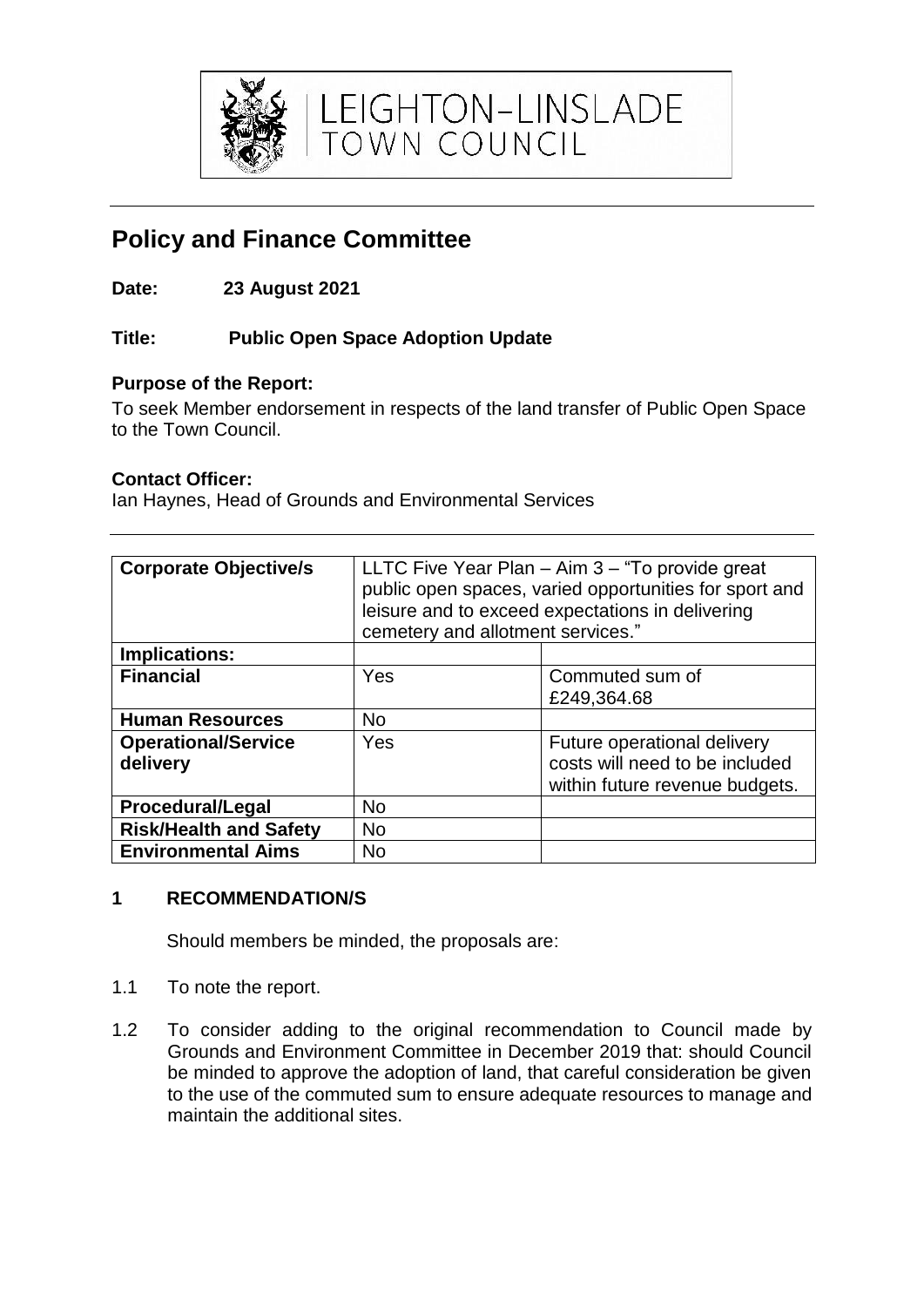LEIGHTON-LINSLADE TOWN COUNCIL

# Policy and Finance Committee

**Date: 23 August 2021**

**Title: Public Open Space Adoption Update**

**Purpose of the Report:**

To seek Member endorsement in respects of the land transfer of Public Open Space to the Town Council.

**Contact Officer:**

Ian Haynes, Head of Grounds and Environmental Services

| **Corporate Objective/s** | LLTC Five Year Plan – Aim 3 – "To provide great public open spaces, varied opportunities for sport and leisure and to exceed expectations in delivering cemetery and allotment services." | |
|---|---|---|
| **Implications:** | | |
| **Financial** | Yes | Commuted sum of £249,364.68 |
| **Human Resources** | No | |
| **Operational/Service delivery** | Yes | Future operational delivery costs will need to be included within future revenue budgets. |
| **Procedural/Legal** | No | |
| **Risk/Health and Safety** | No | |
| **Environmental Aims** | No | |

## 1 RECOMMENDATION/S

Should members be minded, the proposals are:

1.1 To note the report.

1.2 To consider adding to the original recommendation to Council made by Grounds and Environment Committee in December 2019 that: should Council be minded to approve the adoption of land, that careful consideration be given to the use of the commuted sum to ensure adequate resources to manage and maintain the additional sites.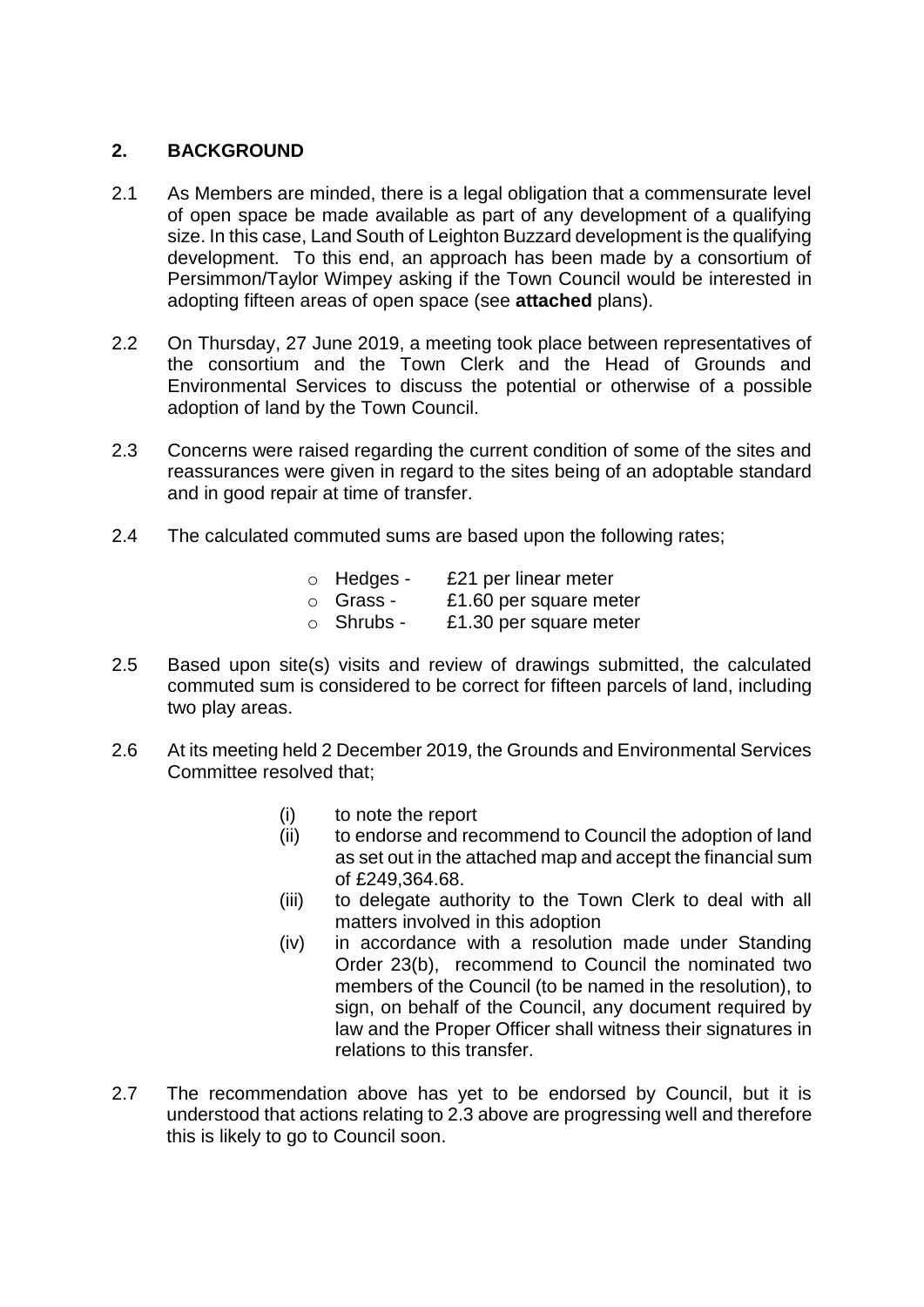## 2. BACKGROUND

2.1 As Members are minded, there is a legal obligation that a commensurate level of open space be made available as part of any development of a qualifying size. In this case, Land South of Leighton Buzzard development is the qualifying development. To this end, an approach has been made by a consortium of Persimmon/Taylor Wimpey asking if the Town Council would be interested in adopting fifteen areas of open space (see **attached** plans).

2.2 On Thursday, 27 June 2019, a meeting took place between representatives of the consortium and the Town Clerk and the Head of Grounds and Environmental Services to discuss the potential or otherwise of a possible adoption of land by the Town Council.

2.3 Concerns were raised regarding the current condition of some of the sites and reassurances were given in regard to the sites being of an adoptable standard and in good repair at time of transfer.

2.4 The calculated commuted sums are based upon the following rates;

- Hedges - £21 per linear meter
- Grass - £1.60 per square meter
- Shrubs - £1.30 per square meter

2.5 Based upon site(s) visits and review of drawings submitted, the calculated commuted sum is considered to be correct for fifteen parcels of land, including two play areas.

2.6 At its meeting held 2 December 2019, the Grounds and Environmental Services Committee resolved that;

(i) to note the report

(ii) to endorse and recommend to Council the adoption of land as set out in the attached map and accept the financial sum of £249,364.68.

(iii) to delegate authority to the Town Clerk to deal with all matters involved in this adoption

(iv) in accordance with a resolution made under Standing Order 23(b), recommend to Council the nominated two members of the Council (to be named in the resolution), to sign, on behalf of the Council, any document required by law and the Proper Officer shall witness their signatures in relations to this transfer.

2.7 The recommendation above has yet to be endorsed by Council, but it is understood that actions relating to 2.3 above are progressing well and therefore this is likely to go to Council soon.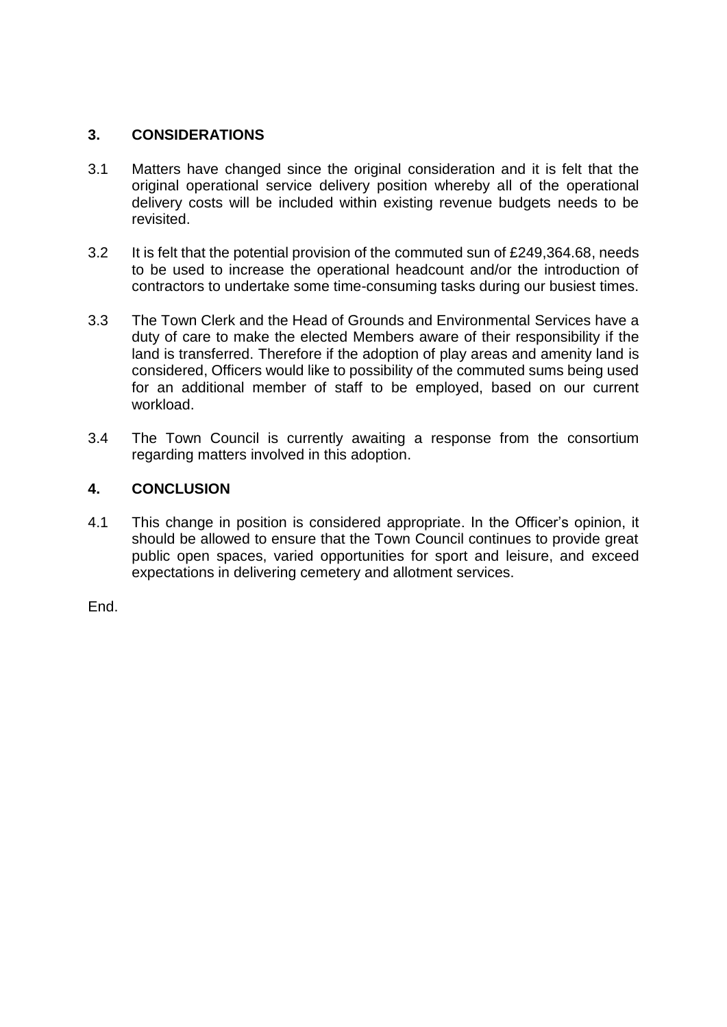## 3. CONSIDERATIONS

3.1 Matters have changed since the original consideration and it is felt that the original operational service delivery position whereby all of the operational delivery costs will be included within existing revenue budgets needs to be revisited.

3.2 It is felt that the potential provision of the commuted sun of £249,364.68, needs to be used to increase the operational headcount and/or the introduction of contractors to undertake some time-consuming tasks during our busiest times.

3.3 The Town Clerk and the Head of Grounds and Environmental Services have a duty of care to make the elected Members aware of their responsibility if the land is transferred. Therefore if the adoption of play areas and amenity land is considered, Officers would like to possibility of the commuted sums being used for an additional member of staff to be employed, based on our current workload.

3.4 The Town Council is currently awaiting a response from the consortium regarding matters involved in this adoption.

## 4. CONCLUSION

4.1 This change in position is considered appropriate. In the Officer's opinion, it should be allowed to ensure that the Town Council continues to provide great public open spaces, varied opportunities for sport and leisure, and exceed expectations in delivering cemetery and allotment services.

End.